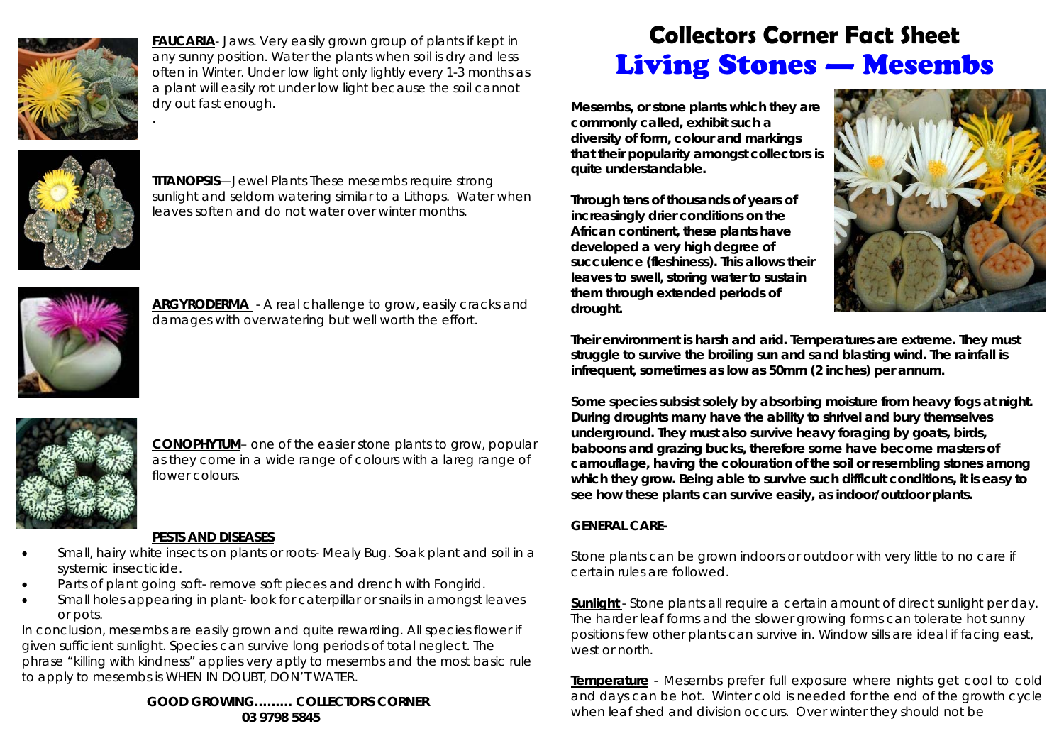# Collectors Corner Fact Sheet

# Living Stones — Mesembs

**Mesembs, or stone plants which they are commonly called, exhibit such a diversity of form, colour and markings that their popularity amongst collectors is quite understandable.**

**Through tens of thousands of years of increasingly drier conditions on the African continent, these plants have developed a very high degree of succulence (fleshiness). This allows their leaves to swell, storing water to sustain them through extended periods of drought.**

**Their environment is harsh and arid. Temperatures are extreme. They must struggle to survive the broiling sun and sand blasting wind. The rainfall is infrequent, sometimes as low as 50mm (2 inches) per annum.**

**Some species subsist solely by absorbing moisture from heavy fogs at night. During droughts many have the ability to shrivel and bury themselves underground. They must also survive heavy foraging by goats, birds, baboons and grazing bucks, therefore some have become masters of camouflage, having the colouration of the soil or resembling stones among which they grow. Being able to survive such difficult conditions, it is easy to see how these plants can survive easily, as indoor/outdoor plants.**

**GENERAL CARE-**

Stone plants can be grown indoors or outdoor with very little to no care if certain rules are followed.

**Sunlight** - Stone plants all require a certain amount of direct sunlight per day. The harder leaf forms and the slower growing forms can tolerate hot sunny positions few other plants can survive in. Window sills are ideal if facing east, west or north.

**Temperature** - Mesembs prefer full exposure where nights get cool to cold and days can be hot. Winter cold is needed for the end of the growth cycle when leaf shed and division occurs. Over winter they should not be

**FAUCARIA**- Jaws. Very easily grown group of plants if kept in any sunny position. Water the plants when soil is dry and less often in Winter. Under low light only lightly every 1-3 months as a plant will easily rot under low light because the soil cannot dry out fast enough.

**TITANOPSIS**—Jewel Plants These mesembs require strong sunlight and seldom watering similar to a Lithops. Water when leaves soften and do not water over winter months.

**ARGYRODERMA** - A real challenge to grow, easily cracks and damages with overwatering but well worth the effort.

**CONOPHYTUM**– one of the easier stone plants to grow, popular as they come in a wide range of colours with a lareg range of flower colours.

**PESTS AND DISEASES**

- Small, hairy white insects on plants or roots- Mealy Bug. Soak plant and soil in a systemic insecticide.
- Parts of plant going soft- remove soft pieces and drench with Fongirid.
- Small holes appearing in plant- look for caterpillar or snails in amongst leaves or pots.

In conclusion, mesembs are easily grown and quite rewarding. All species flower if given sufficient sunlight. Species can survive long periods of total neglect. The phrase "killing with kindness" applies very aptly to mesembs and the most basic rule to apply to mesembs is WHEN IN DOUBT, DON'T WATER.

**GOOD GROWING……… COLLECTORS CORNER**
**03 9798 5845**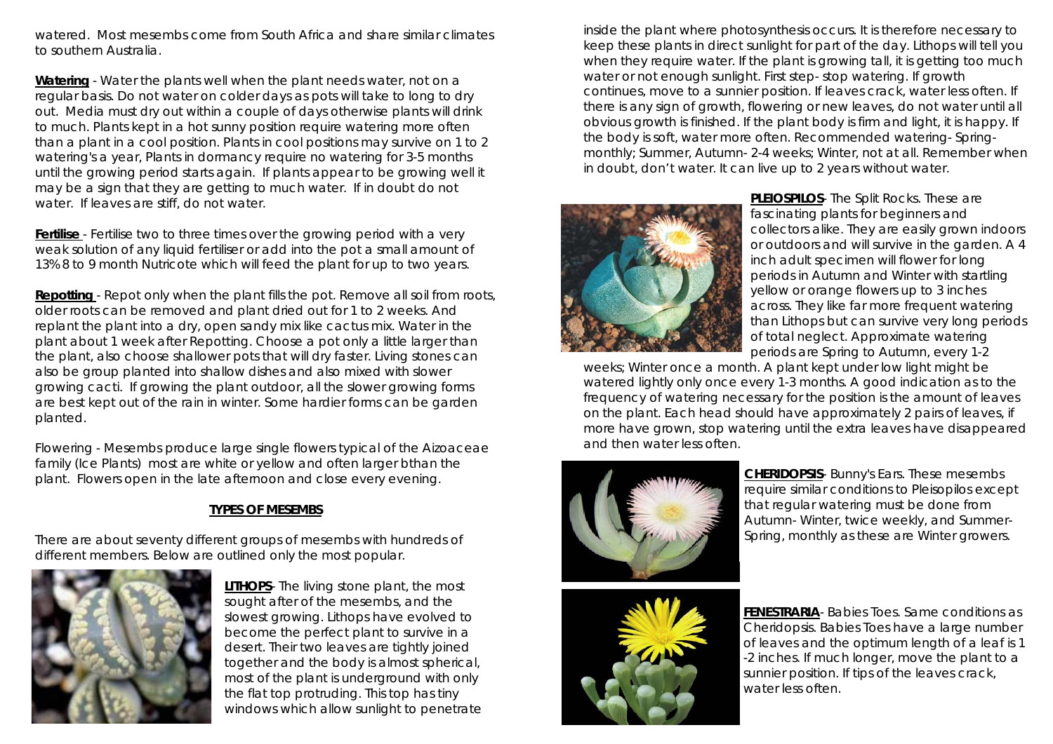watered. Most mesembs come from South Africa and share similar climates to southern Australia.

**Watering** - Water the plants well when the plant needs water, not on a regular basis. Do not water on colder days as pots will take to long to dry out. Media must dry out within a couple of days otherwise plants will drink to much. Plants kept in a hot sunny position require watering more often than a plant in a cool position. Plants in cool positions may survive on 1 to 2 watering's a year, Plants in dormancy require no watering for 3-5 months until the growing period starts again. If plants appear to be growing well it may be a sign that they are getting to much water. If in doubt do not water. If leaves are stiff, do not water.

**Fertilise** - Fertilise two to three times over the growing period with a very weak solution of any liquid fertiliser or add into the pot a small amount of 13% 8 to 9 month Nutricote which will feed the plant for up to two years.

**Repotting** - Repot only when the plant fills the pot. Remove all soil from roots, older roots can be removed and plant dried out for 1 to 2 weeks. And replant the plant into a dry, open sandy mix like cactus mix. Water in the plant about 1 week after Repotting. Choose a pot only a little larger than the plant, also choose shallower pots that will dry faster. Living stones can also be group planted into shallow dishes and also mixed with slower growing cacti. If growing the plant outdoor, all the slower growing forms are best kept out of the rain in winter. Some hardier forms can be garden planted.

Flowering - Mesembs produce large single flowers typical of the Aizoaceae family (Ice Plants) most are white or yellow and often larger bthan the plant. Flowers open in the late afternoon and close every evening.

## TYPES OF MESEMBS

There are about seventy different groups of mesembs with hundreds of different members. Below are outlined only the most popular.

**LITHOPS**- The living stone plant, the most sought after of the mesembs, and the slowest growing. Lithops have evolved to become the perfect plant to survive in a desert. Their two leaves are tightly joined together and the body is almost spherical, most of the plant is underground with only the flat top protruding. This top has tiny windows which allow sunlight to penetrate inside the plant where photosynthesis occurs. It is therefore necessary to keep these plants in direct sunlight for part of the day. Lithops will tell you when they require water. If the plant is growing tall, it is getting too much water or not enough sunlight. First step- stop watering. If growth continues, move to a sunnier position. If leaves crack, water less often. If there is any sign of growth, flowering or new leaves, do not water until all obvious growth is finished. If the plant body is firm and light, it is happy. If the body is soft, water more often. Recommended watering- Spring- monthly; Summer, Autumn- 2-4 weeks; Winter, not at all. Remember when in doubt, don't water. It can live up to 2 years without water.

**PLEIOSPILOS**- The Split Rocks. These are fascinating plants for beginners and collectors alike. They are easily grown indoors or outdoors and will survive in the garden. A 4 inch adult specimen will flower for long periods in Autumn and Winter with startling yellow or orange flowers up to 3 inches across. They like far more frequent watering than Lithops but can survive very long periods of total neglect. Approximate watering periods are Spring to Autumn, every 1-2 weeks; Winter once a month. A plant kept under low light might be watered lightly only once every 1-3 months. A good indication as to the frequency of watering necessary for the position is the amount of leaves on the plant. Each head should have approximately 2 pairs of leaves, if more have grown, stop watering until the extra leaves have disappeared and then water less often.

**CHERIDOPSIS**- Bunny's Ears. These mesembs require similar conditions to Pleisopilos except that regular watering must be done from Autumn- Winter, twice weekly, and Summer- Spring, monthly as these are Winter growers.

**FENESTRARIA**- Babies Toes. Same conditions as Cheridopsis. Babies Toes have a large number of leaves and the optimum length of a leaf is 1 -2 inches. If much longer, move the plant to a sunnier position. If tips of the leaves crack, water less often.